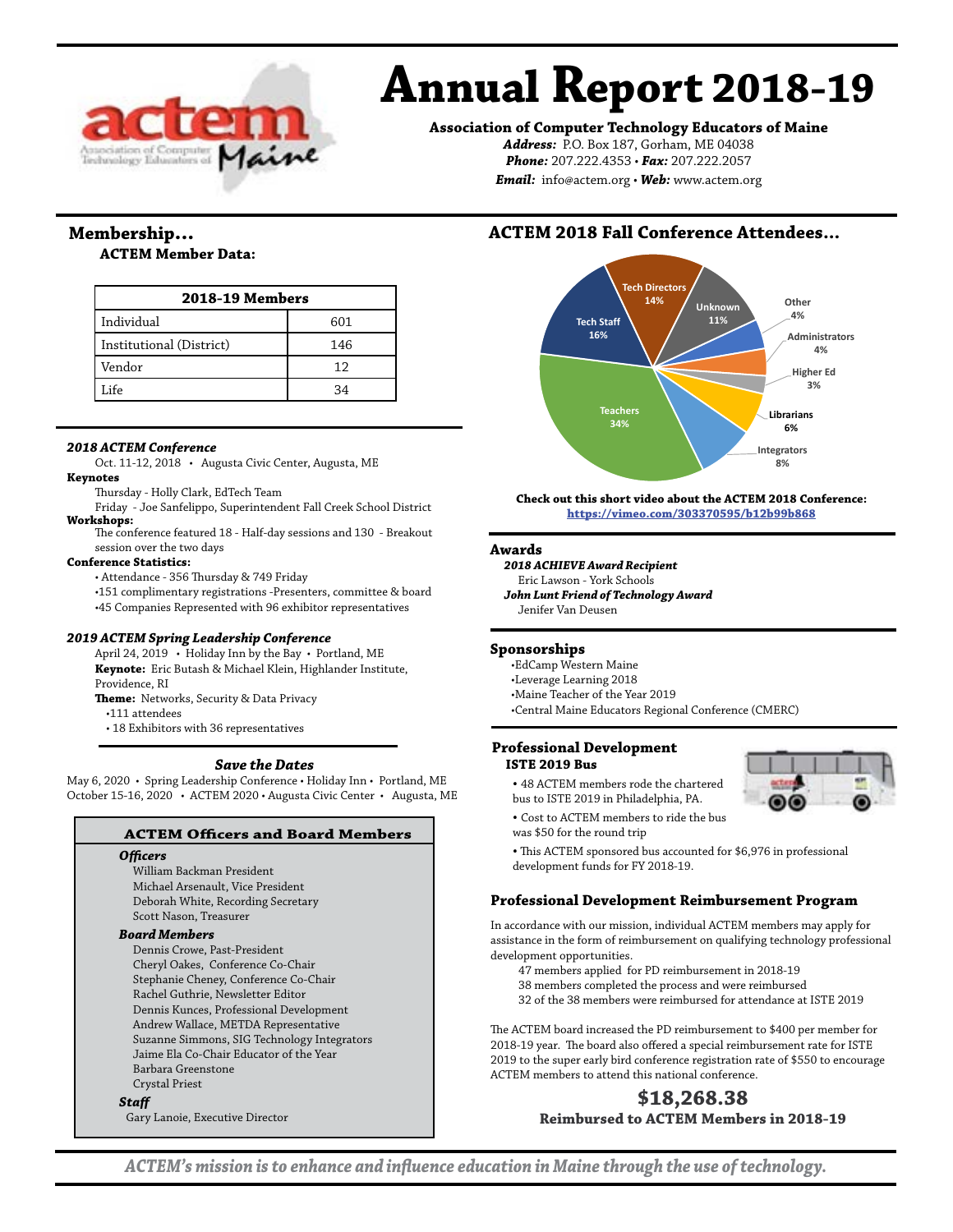# Annual Report 2018-19

**Association of Computer Technology Educators of Maine**

***Address:*** P.O. Box 187, Gorham, ME 04038
***Phone:*** 207.222.4353 • ***Fax:*** 207.222.2057
***Email:*** info@actem.org • ***Web:*** www.actem.org

## Membership...

### ACTEM Member Data:

| 2018-19 Members | |
|---|---|
| Individual | 601 |
| Institutional (District) | 146 |
| Vendor | 12 |
| Life | 34 |

***2018 ACTEM Conference***

Oct. 11-12, 2018 • Augusta Civic Center, Augusta, ME

**Keynotes**

Thursday - Holly Clark, EdTech Team
Friday - Joe Sanfelippo, Superintendent Fall Creek School District

**Workshops:**

The conference featured 18 - Half-day sessions and 130 - Breakout session over the two days

**Conference Statistics:**

- Attendance - 356 Thursday & 749 Friday
- 151 complimentary registrations -Presenters, committee & board
- 45 Companies Represented with 96 exhibitor representatives

***2019 ACTEM Spring Leadership Conference***

April 24, 2019 • Holiday Inn by the Bay • Portland, ME

**Keynote:** Eric Butash & Michael Klein, Highlander Institute, Providence, RI

**Theme:** Networks, Security & Data Privacy

- 111 attendees
- 18 Exhibitors with 36 representatives

***Save the Dates***

May 6, 2020 • Spring Leadership Conference • Holiday Inn • Portland, ME
October 15-16, 2020 • ACTEM 2020 • Augusta Civic Center • Augusta, ME

### ACTEM Officers and Board Members

***Officers***

William Backman President
Michael Arsenault, Vice President
Deborah White, Recording Secretary
Scott Nason, Treasurer

***Board Members***

Dennis Crowe, Past-President
Cheryl Oakes, Conference Co-Chair
Stephanie Cheney, Conference Co-Chair
Rachel Guthrie, Newsletter Editor
Dennis Kunces, Professional Development
Andrew Wallace, METDA Representative
Suzanne Simmons, SIG Technology Integrators
Jaime Ela Co-Chair Educator of the Year
Barbara Greenstone
Crystal Priest

***Staff***

Gary Lanoie, Executive Director

## ACTEM 2018 Fall Conference Attendees...

- Teachers 34%
- Tech Staff 16%
- Tech Directors 14%
- Unknown 11%
- Other 4%
- Administrators 4%
- Higher Ed 3%
- Librarians 6%
- Integrators 8%

**Check out this short video about the ACTEM 2018 Conference:**
**https://vimeo.com/303370595/b12b99b868**

## Awards

***2018 ACHIEVE Award Recipient***

Eric Lawson - York Schools

***John Lunt Friend of Technology Award***

Jenifer Van Deusen

## Sponsorships

- EdCamp Western Maine
- Leverage Learning 2018
- Maine Teacher of the Year 2019
- Central Maine Educators Regional Conference (CMERC)

## Professional Development

### ISTE 2019 Bus

- 48 ACTEM members rode the chartered bus to ISTE 2019 in Philadelphia, PA.
- Cost to ACTEM members to ride the bus was $50 for the round trip
- This ACTEM sponsored bus accounted for $6,976 in professional development funds for FY 2018-19.

## Professional Development Reimbursement Program

In accordance with our mission, individual ACTEM members may apply for assistance in the form of reimbursement on qualifying technology professional development opportunities.

47 members applied for PD reimbursement in 2018-19
38 members completed the process and were reimbursed
32 of the 38 members were reimbursed for attendance at ISTE 2019

The ACTEM board increased the PD reimbursement to $400 per member for 2018-19 year. The board also offered a special reimbursement rate for ISTE 2019 to the super early bird conference registration rate of $550 to encourage ACTEM members to attend this national conference.

**$18,268.38**
**Reimbursed to ACTEM Members in 2018-19**

***ACTEM's mission is to enhance and influence education in Maine through the use of technology.***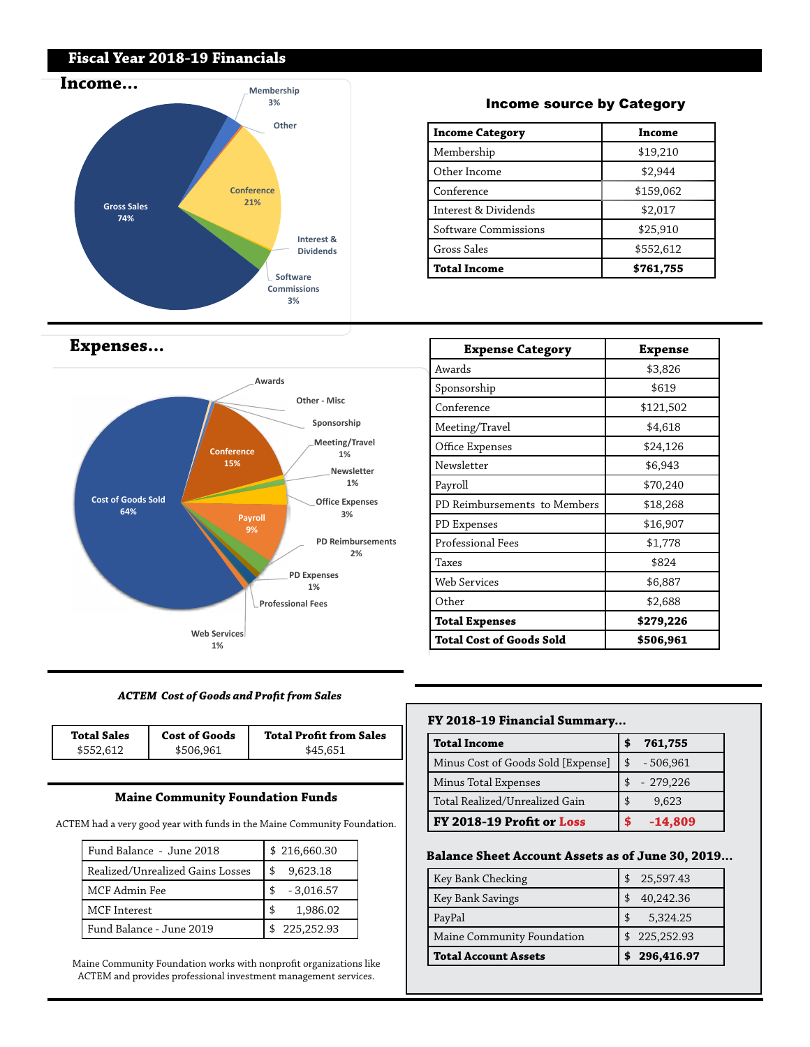# Fiscal Year 2018-19 Financials

## Income...

Membership
3%

Other

Conference
21%

Gross Sales
74%

Interest &
Dividends

Software
Commissions
3%

### Income source by Category

| Income Category | Income |
|---|---|
| Membership | $19,210 |
| Other Income | $2,944 |
| Conference | $159,062 |
| Interest & Dividends | $2,017 |
| Software Commissions | $25,910 |
| Gross Sales | $552,612 |
| **Total Income** | **$761,755** |

## Expenses...

Awards

Other - Misc

Sponsorship

Meeting/Travel
1%

Conference
15%

Newsletter
1%

Cost of Goods Sold
64%

Office Expenses
3%

Payroll
9%

PD Reimbursements
2%

PD Expenses
1%

Professional Fees

Web Services
1%

| Expense Category | Expense |
|---|---|
| Awards | $3,826 |
| Sponsorship | $619 |
| Conference | $121,502 |
| Meeting/Travel | $4,618 |
| Office Expenses | $24,126 |
| Newsletter | $6,943 |
| Payroll | $70,240 |
| PD Reimbursements to Members | $18,268 |
| PD Expenses | $16,907 |
| Professional Fees | $1,778 |
| Taxes | $824 |
| Web Services | $6,887 |
| Other | $2,688 |
| **Total Expenses** | **$279,226** |
| **Total Cost of Goods Sold** | **$506,961** |

### *ACTEM Cost of Goods and Profit from Sales*

| Total Sales | Cost of Goods | Total Profit from Sales |
|---|---|---|
| $552,612 | $506,961 | $45,651 |

### Maine Community Foundation Funds

ACTEM had a very good year with funds in the Maine Community Foundation.

| | |
|---|---|
| Fund Balance - June 2018 | $ 216,660.30 |
| Realized/Unrealized Gains Losses | $ 9,623.18 |
| MCF Admin Fee | $ - 3,016.57 |
| MCF Interest | $ 1,986.02 |
| Fund Balance - June 2019 | $ 225,252.93 |

Maine Community Foundation works with nonprofit organizations like ACTEM and provides professional investment management services.

### FY 2018-19 Financial Summary...

| | |
|---|---|
| **Total Income** | **$ 761,755** |
| Minus Cost of Goods Sold [Expense] | $ - 506,961 |
| Minus Total Expenses | $ - 279,226 |
| Total Realized/Unrealized Gain | $ 9,623 |
| **FY 2018-19 Profit or Loss** | **$ -14,809** |

### Balance Sheet Account Assets as of June 30, 2019...

| | |
|---|---|
| Key Bank Checking | $ 25,597.43 |
| Key Bank Savings | $ 40,242.36 |
| PayPal | $ 5,324.25 |
| Maine Community Foundation | $ 225,252.93 |
| **Total Account Assets** | **$ 296,416.97** |